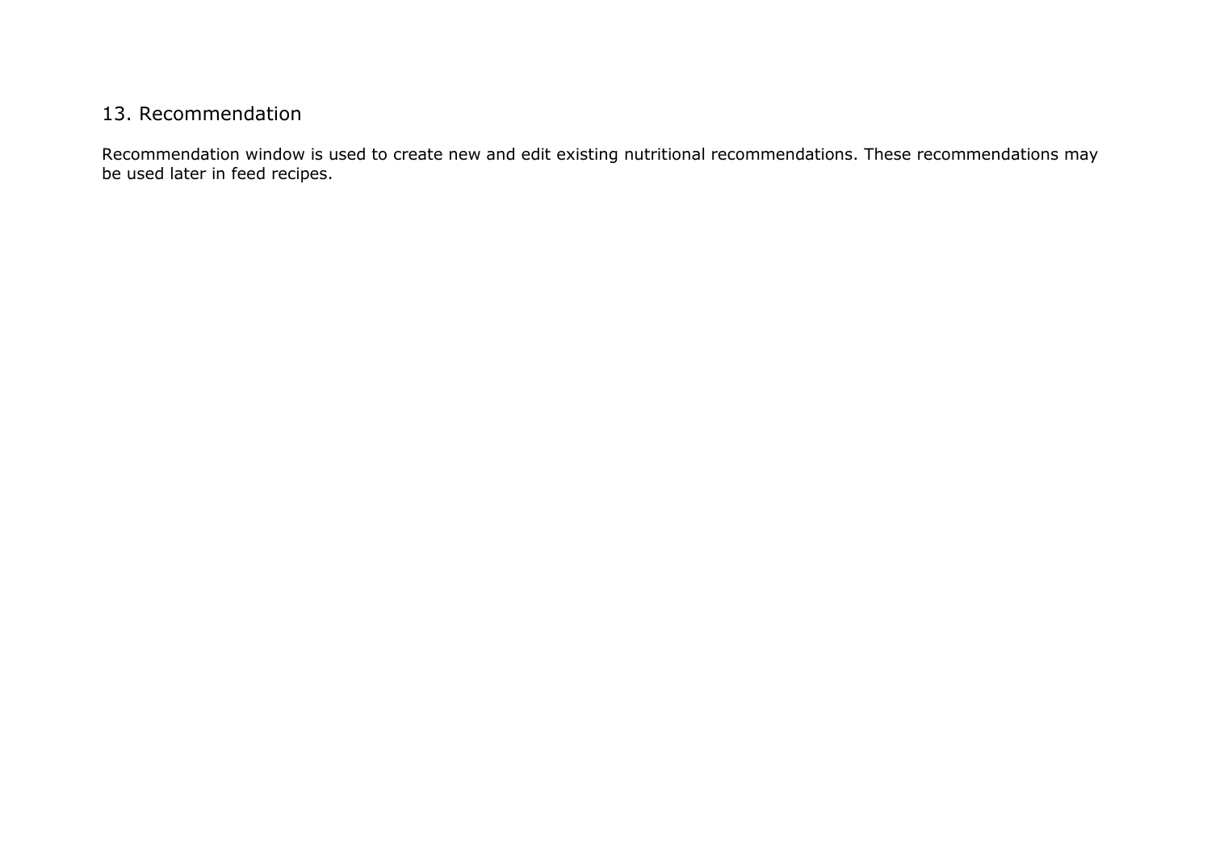## 13. Recommendation

Recommendation window is used to create new and edit existing nutritional recommendations. These recommendations may be used later in feed recipes.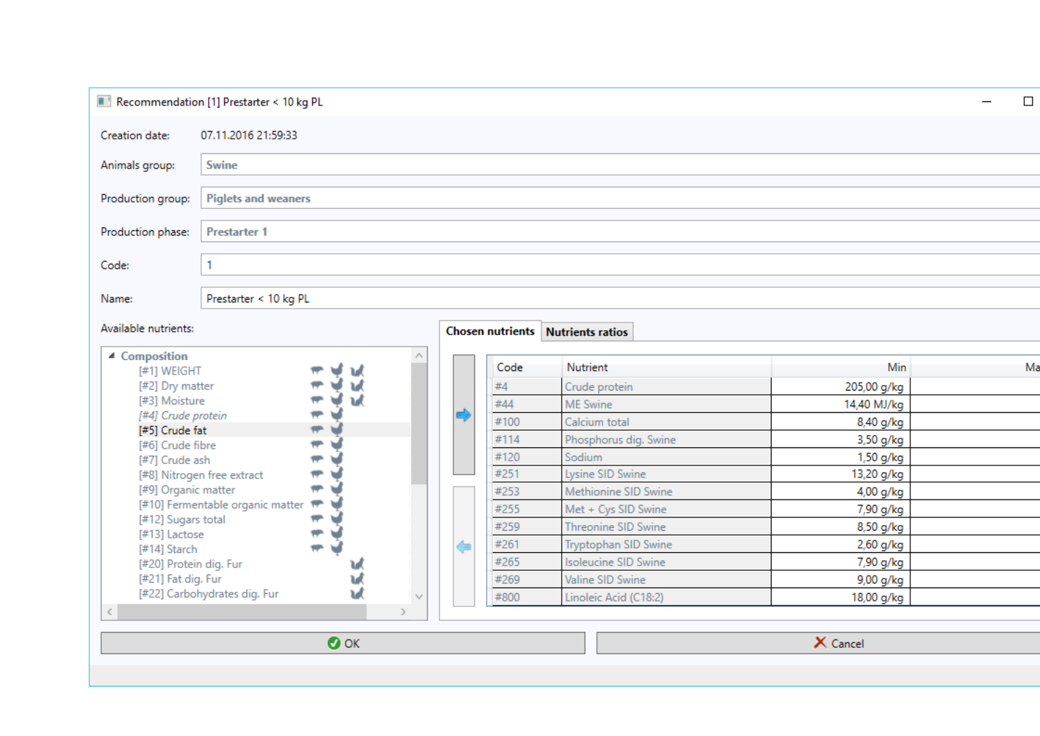Recommendation [1] Prestarter < 10 kg PL

Creation date: 07.11.2016 21:59:33

Animals group: Swine

Production group: Piglets and weaners

Production phase: Prestarter 1

Code: 1

Name: Prestarter < 10 kg PL

Available nutrients:

- Composition
  - [#1] WEIGHT
  - [#2] Dry matter
  - [#3] Moisture
  - [#4] Crude protein
  - [#5] Crude fat
  - [#6] Crude fibre
  - [#7] Crude ash
  - [#8] Nitrogen free extract
  - [#9] Organic matter
  - [#10] Fermentable organic matter
  - [#12] Sugars total
  - [#13] Lactose
  - [#14] Starch
  - [#20] Protein dig. Fur
  - [#21] Fat dig. Fur
  - [#22] Carbohydrates dig. Fur

Chosen nutrients | Nutrients ratios

| Code | Nutrient | Min | Ma |
|---|---|---|---|
| #4 | Crude protein | 205,00 g/kg | |
| #44 | ME Swine | 14,40 MJ/kg | |
| #100 | Calcium total | 8,40 g/kg | |
| #114 | Phosphorus dig. Swine | 3,50 g/kg | |
| #120 | Sodium | 1,50 g/kg | |
| #251 | Lysine SID Swine | 13,20 g/kg | |
| #253 | Methionine SID Swine | 4,00 g/kg | |
| #255 | Met + Cys SID Swine | 7,90 g/kg | |
| #259 | Threonine SID Swine | 8,50 g/kg | |
| #261 | Tryptophan SID Swine | 2,60 g/kg | |
| #265 | Isoleucine SID Swine | 7,90 g/kg | |
| #269 | Valine SID Swine | 9,00 g/kg | |
| #800 | Linoleic Acid (C18:2) | 18,00 g/kg | |

OK | Cancel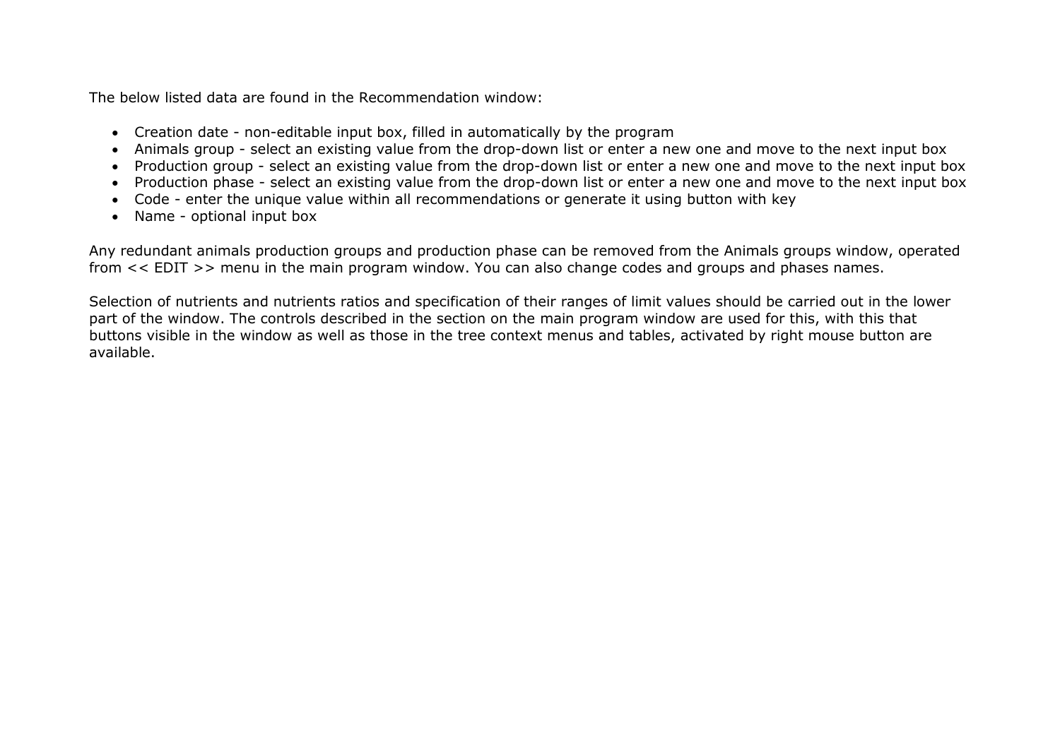The below listed data are found in the Recommendation window:

- Creation date - non-editable input box, filled in automatically by the program
- Animals group - select an existing value from the drop-down list or enter a new one and move to the next input box
- Production group - select an existing value from the drop-down list or enter a new one and move to the next input box
- Production phase - select an existing value from the drop-down list or enter a new one and move to the next input box
- Code - enter the unique value within all recommendations or generate it using button with key
- Name - optional input box

Any redundant animals production groups and production phase can be removed from the Animals groups window, operated from << EDIT >> menu in the main program window. You can also change codes and groups and phases names.

Selection of nutrients and nutrients ratios and specification of their ranges of limit values should be carried out in the lower part of the window. The controls described in the section on the main program window are used for this, with this that buttons visible in the window as well as those in the tree context menus and tables, activated by right mouse button are available.